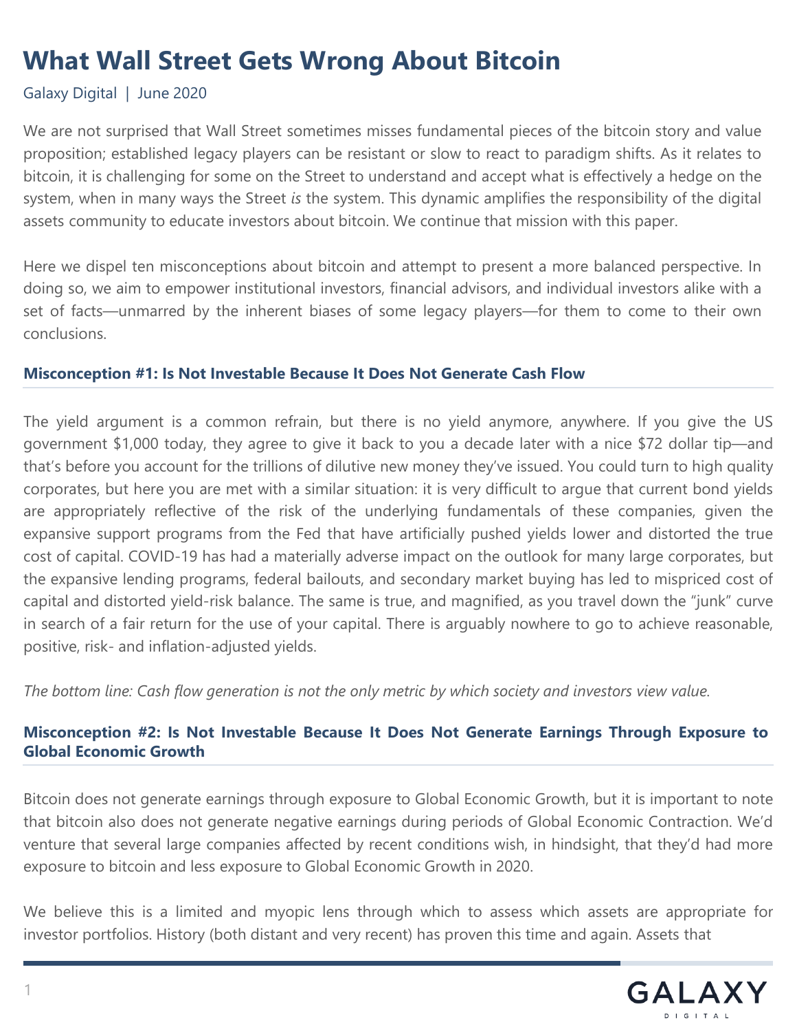# What Wall Street Gets Wrong About Bitcoin

Galaxy Digital | June 2020

We are not surprised that Wall Street sometimes misses fundamental pieces of the bitcoin story and value proposition; established legacy players can be resistant or slow to react to paradigm shifts. As it relates to bitcoin, it is challenging for some on the Street to understand and accept what is effectively a hedge on the system, when in many ways the Street *is* the system. This dynamic amplifies the responsibility of the digital assets community to educate investors about bitcoin. We continue that mission with this paper.

Here we dispel ten misconceptions about bitcoin and attempt to present a more balanced perspective. In doing so, we aim to empower institutional investors, financial advisors, and individual investors alike with a set of facts—unmarred by the inherent biases of some legacy players—for them to come to their own conclusions.

## Misconception #1: Is Not Investable Because It Does Not Generate Cash Flow

The yield argument is a common refrain, but there is no yield anymore, anywhere. If you give the US government $1,000 today, they agree to give it back to you a decade later with a nice $72 dollar tip—and that's before you account for the trillions of dilutive new money they've issued. You could turn to high quality corporates, but here you are met with a similar situation: it is very difficult to argue that current bond yields are appropriately reflective of the risk of the underlying fundamentals of these companies, given the expansive support programs from the Fed that have artificially pushed yields lower and distorted the true cost of capital. COVID-19 has had a materially adverse impact on the outlook for many large corporates, but the expansive lending programs, federal bailouts, and secondary market buying has led to mispriced cost of capital and distorted yield-risk balance. The same is true, and magnified, as you travel down the "junk" curve in search of a fair return for the use of your capital. There is arguably nowhere to go to achieve reasonable, positive, risk- and inflation-adjusted yields.

*The bottom line: Cash flow generation is not the only metric by which society and investors view value.*

## Misconception #2: Is Not Investable Because It Does Not Generate Earnings Through Exposure to Global Economic Growth

Bitcoin does not generate earnings through exposure to Global Economic Growth, but it is important to note that bitcoin also does not generate negative earnings during periods of Global Economic Contraction. We'd venture that several large companies affected by recent conditions wish, in hindsight, that they'd had more exposure to bitcoin and less exposure to Global Economic Growth in 2020.

We believe this is a limited and myopic lens through which to assess which assets are appropriate for investor portfolios. History (both distant and very recent) has proven this time and again. Assets that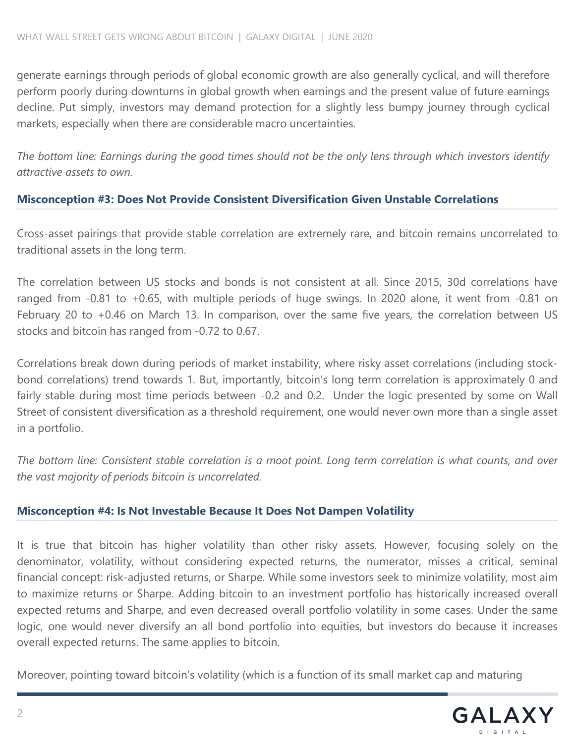generate earnings through periods of global economic growth are also generally cyclical, and will therefore perform poorly during downturns in global growth when earnings and the present value of future earnings decline. Put simply, investors may demand protection for a slightly less bumpy journey through cyclical markets, especially when there are considerable macro uncertainties.

*The bottom line: Earnings during the good times should not be the only lens through which investors identify attractive assets to own.*

### Misconception #3: Does Not Provide Consistent Diversification Given Unstable Correlations

Cross-asset pairings that provide stable correlation are extremely rare, and bitcoin remains uncorrelated to traditional assets in the long term.

The correlation between US stocks and bonds is not consistent at all. Since 2015, 30d correlations have ranged from -0.81 to +0.65, with multiple periods of huge swings. In 2020 alone, it went from -0.81 on February 20 to +0.46 on March 13. In comparison, over the same five years, the correlation between US stocks and bitcoin has ranged from -0.72 to 0.67.

Correlations break down during periods of market instability, where risky asset correlations (including stock-bond correlations) trend towards 1. But, importantly, bitcoin's long term correlation is approximately 0 and fairly stable during most time periods between -0.2 and 0.2. Under the logic presented by some on Wall Street of consistent diversification as a threshold requirement, one would never own more than a single asset in a portfolio.

*The bottom line: Consistent stable correlation is a moot point. Long term correlation is what counts, and over the vast majority of periods bitcoin is uncorrelated.*

### Misconception #4: Is Not Investable Because It Does Not Dampen Volatility

It is true that bitcoin has higher volatility than other risky assets. However, focusing solely on the denominator, volatility, without considering expected returns, the numerator, misses a critical, seminal financial concept: risk-adjusted returns, or Sharpe. While some investors seek to minimize volatility, most aim to maximize returns or Sharpe. Adding bitcoin to an investment portfolio has historically increased overall expected returns and Sharpe, and even decreased overall portfolio volatility in some cases. Under the same logic, one would never diversify an all bond portfolio into equities, but investors do because it increases overall expected returns. The same applies to bitcoin.

Moreover, pointing toward bitcoin's volatility (which is a function of its small market cap and maturing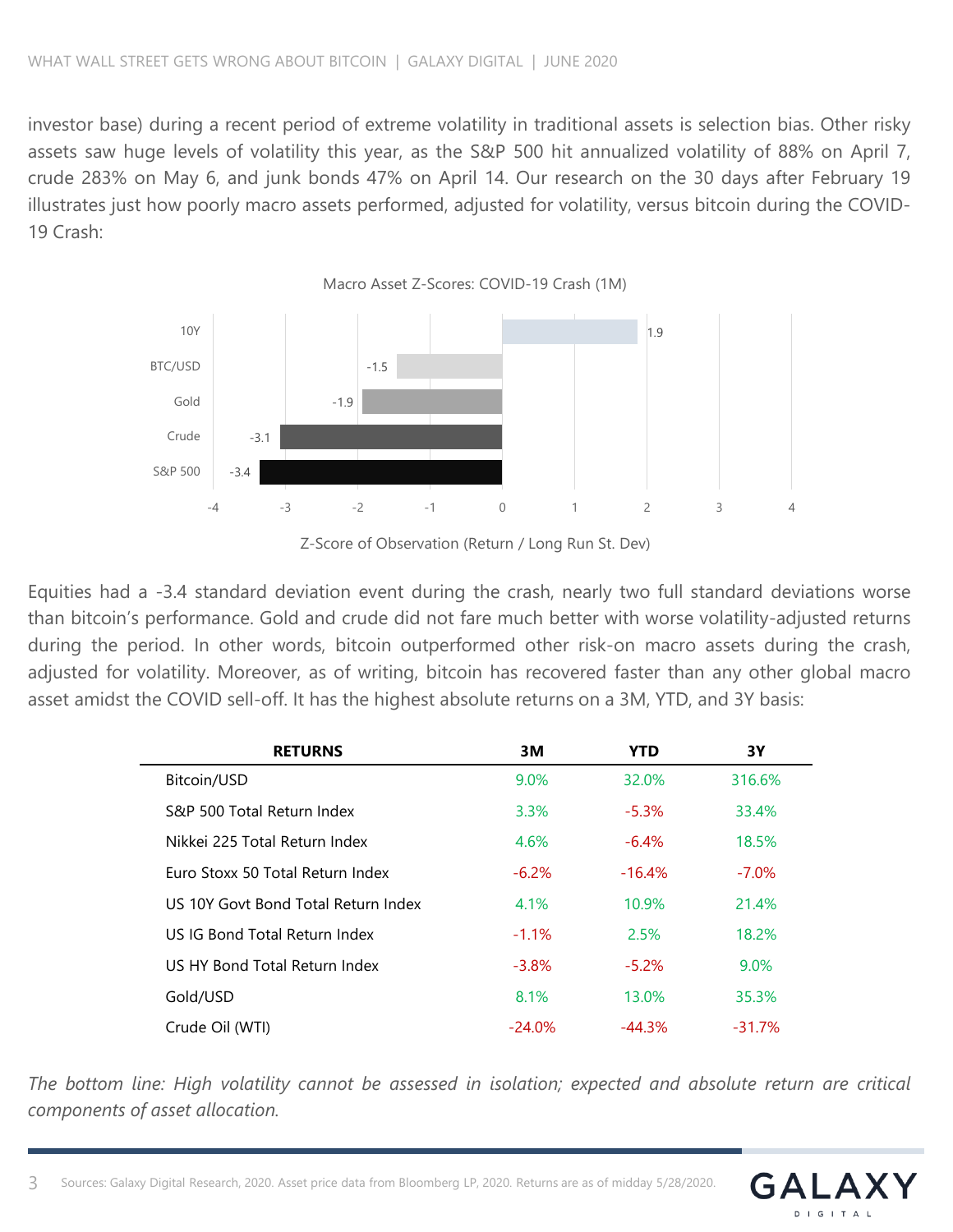investor base) during a recent period of extreme volatility in traditional assets is selection bias. Other risky assets saw huge levels of volatility this year, as the S&P 500 hit annualized volatility of 88% on April 7, crude 283% on May 6, and junk bonds 47% on April 14. Our research on the 30 days after February 19 illustrates just how poorly macro assets performed, adjusted for volatility, versus bitcoin during the COVID-19 Crash:

Macro Asset Z-Scores: COVID-19 Crash (1M)

| Asset | Z-Score |
|---|---|
| 10Y | 1.9 |
| BTC/USD | -1.5 |
| Gold | -1.9 |
| Crude | -3.1 |
| S&P 500 | -3.4 |

Z-Score of Observation (Return / Long Run St. Dev)

Equities had a -3.4 standard deviation event during the crash, nearly two full standard deviations worse than bitcoin's performance. Gold and crude did not fare much better with worse volatility-adjusted returns during the period. In other words, bitcoin outperformed other risk-on macro assets during the crash, adjusted for volatility. Moreover, as of writing, bitcoin has recovered faster than any other global macro asset amidst the COVID sell-off. It has the highest absolute returns on a 3M, YTD, and 3Y basis:

| RETURNS | 3M | YTD | 3Y |
|---|---|---|---|
| Bitcoin/USD | 9.0% | 32.0% | 316.6% |
| S&P 500 Total Return Index | 3.3% | -5.3% | 33.4% |
| Nikkei 225 Total Return Index | 4.6% | -6.4% | 18.5% |
| Euro Stoxx 50 Total Return Index | -6.2% | -16.4% | -7.0% |
| US 10Y Govt Bond Total Return Index | 4.1% | 10.9% | 21.4% |
| US IG Bond Total Return Index | -1.1% | 2.5% | 18.2% |
| US HY Bond Total Return Index | -3.8% | -5.2% | 9.0% |
| Gold/USD | 8.1% | 13.0% | 35.3% |
| Crude Oil (WTI) | -24.0% | -44.3% | -31.7% |

*The bottom line: High volatility cannot be assessed in isolation; expected and absolute return are critical components of asset allocation.*

Sources: Galaxy Digital Research, 2020. Asset price data from Bloomberg LP, 2020. Returns are as of midday 5/28/2020.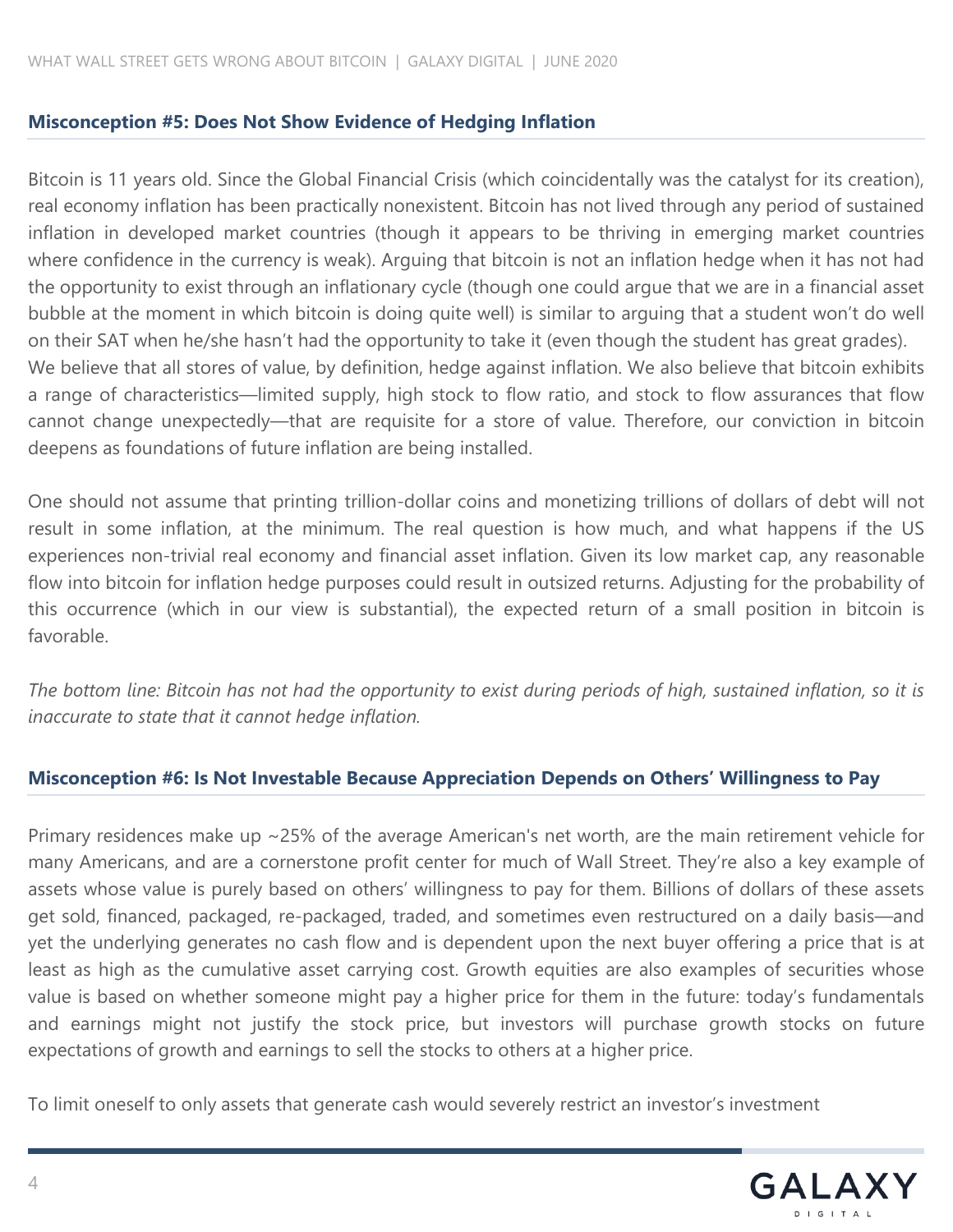### Misconception #5: Does Not Show Evidence of Hedging Inflation

Bitcoin is 11 years old. Since the Global Financial Crisis (which coincidentally was the catalyst for its creation), real economy inflation has been practically nonexistent. Bitcoin has not lived through any period of sustained inflation in developed market countries (though it appears to be thriving in emerging market countries where confidence in the currency is weak). Arguing that bitcoin is not an inflation hedge when it has not had the opportunity to exist through an inflationary cycle (though one could argue that we are in a financial asset bubble at the moment in which bitcoin is doing quite well) is similar to arguing that a student won't do well on their SAT when he/she hasn't had the opportunity to take it (even though the student has great grades). We believe that all stores of value, by definition, hedge against inflation. We also believe that bitcoin exhibits a range of characteristics—limited supply, high stock to flow ratio, and stock to flow assurances that flow cannot change unexpectedly—that are requisite for a store of value. Therefore, our conviction in bitcoin deepens as foundations of future inflation are being installed.

One should not assume that printing trillion-dollar coins and monetizing trillions of dollars of debt will not result in some inflation, at the minimum. The real question is how much, and what happens if the US experiences non-trivial real economy and financial asset inflation. Given its low market cap, any reasonable flow into bitcoin for inflation hedge purposes could result in outsized returns. Adjusting for the probability of this occurrence (which in our view is substantial), the expected return of a small position in bitcoin is favorable.

*The bottom line: Bitcoin has not had the opportunity to exist during periods of high, sustained inflation, so it is inaccurate to state that it cannot hedge inflation.*

### Misconception #6: Is Not Investable Because Appreciation Depends on Others' Willingness to Pay

Primary residences make up ~25% of the average American's net worth, are the main retirement vehicle for many Americans, and are a cornerstone profit center for much of Wall Street. They're also a key example of assets whose value is purely based on others' willingness to pay for them. Billions of dollars of these assets get sold, financed, packaged, re-packaged, traded, and sometimes even restructured on a daily basis—and yet the underlying generates no cash flow and is dependent upon the next buyer offering a price that is at least as high as the cumulative asset carrying cost. Growth equities are also examples of securities whose value is based on whether someone might pay a higher price for them in the future: today's fundamentals and earnings might not justify the stock price, but investors will purchase growth stocks on future expectations of growth and earnings to sell the stocks to others at a higher price.

To limit oneself to only assets that generate cash would severely restrict an investor's investment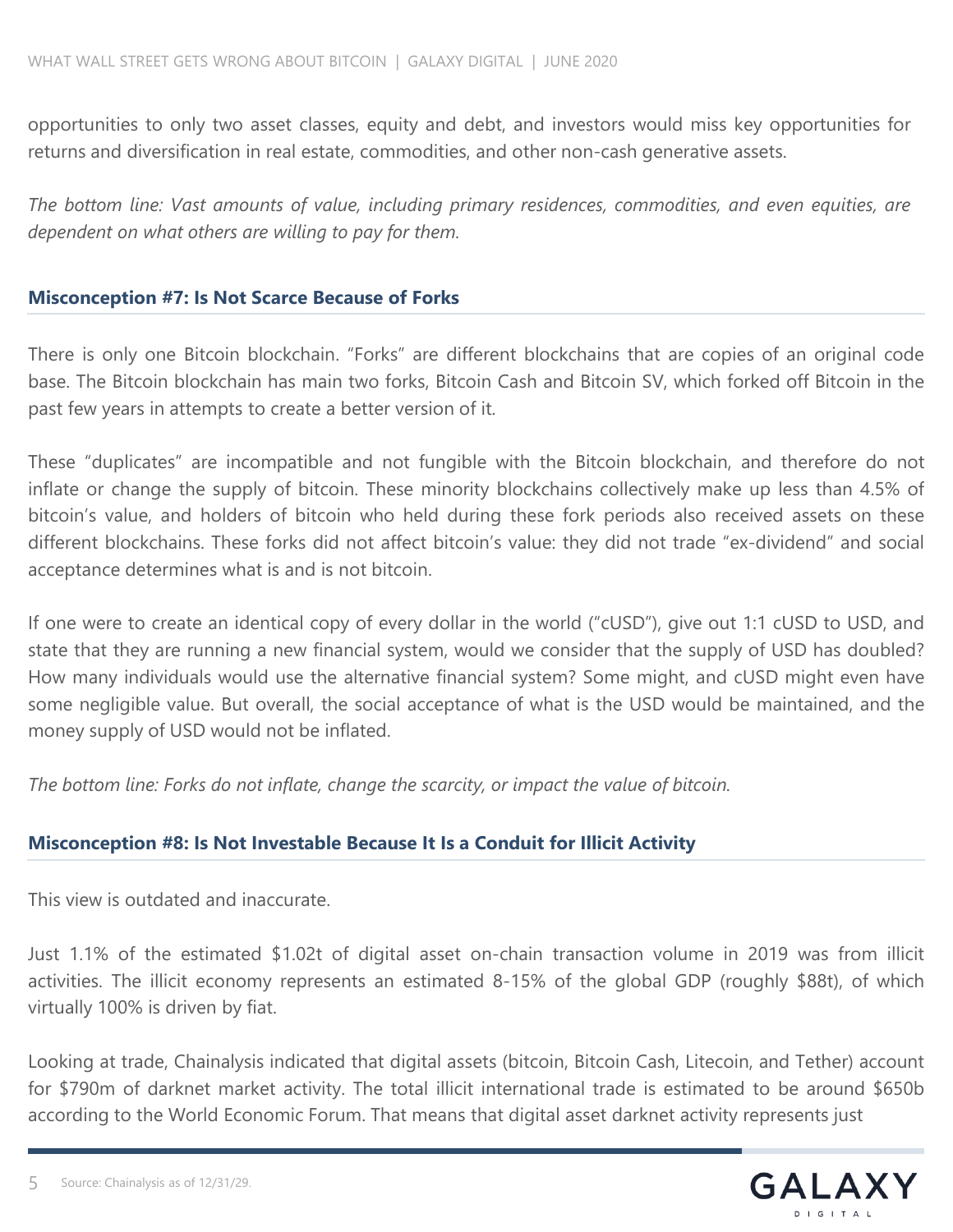opportunities to only two asset classes, equity and debt, and investors would miss key opportunities for returns and diversification in real estate, commodities, and other non-cash generative assets.

*The bottom line: Vast amounts of value, including primary residences, commodities, and even equities, are dependent on what others are willing to pay for them.*

### Misconception #7: Is Not Scarce Because of Forks

There is only one Bitcoin blockchain. "Forks" are different blockchains that are copies of an original code base. The Bitcoin blockchain has main two forks, Bitcoin Cash and Bitcoin SV, which forked off Bitcoin in the past few years in attempts to create a better version of it.

These "duplicates" are incompatible and not fungible with the Bitcoin blockchain, and therefore do not inflate or change the supply of bitcoin. These minority blockchains collectively make up less than 4.5% of bitcoin's value, and holders of bitcoin who held during these fork periods also received assets on these different blockchains. These forks did not affect bitcoin's value: they did not trade "ex-dividend" and social acceptance determines what is and is not bitcoin.

If one were to create an identical copy of every dollar in the world ("cUSD"), give out 1:1 cUSD to USD, and state that they are running a new financial system, would we consider that the supply of USD has doubled? How many individuals would use the alternative financial system? Some might, and cUSD might even have some negligible value. But overall, the social acceptance of what is the USD would be maintained, and the money supply of USD would not be inflated.

*The bottom line: Forks do not inflate, change the scarcity, or impact the value of bitcoin.*

### Misconception #8: Is Not Investable Because It Is a Conduit for Illicit Activity

This view is outdated and inaccurate.

Just 1.1% of the estimated $1.02t of digital asset on-chain transaction volume in 2019 was from illicit activities. The illicit economy represents an estimated 8-15% of the global GDP (roughly $88t), of which virtually 100% is driven by fiat.

Looking at trade, Chainalysis indicated that digital assets (bitcoin, Bitcoin Cash, Litecoin, and Tether) account for $790m of darknet market activity. The total illicit international trade is estimated to be around $650b according to the World Economic Forum. That means that digital asset darknet activity represents just

Source: Chainalysis as of 12/31/29.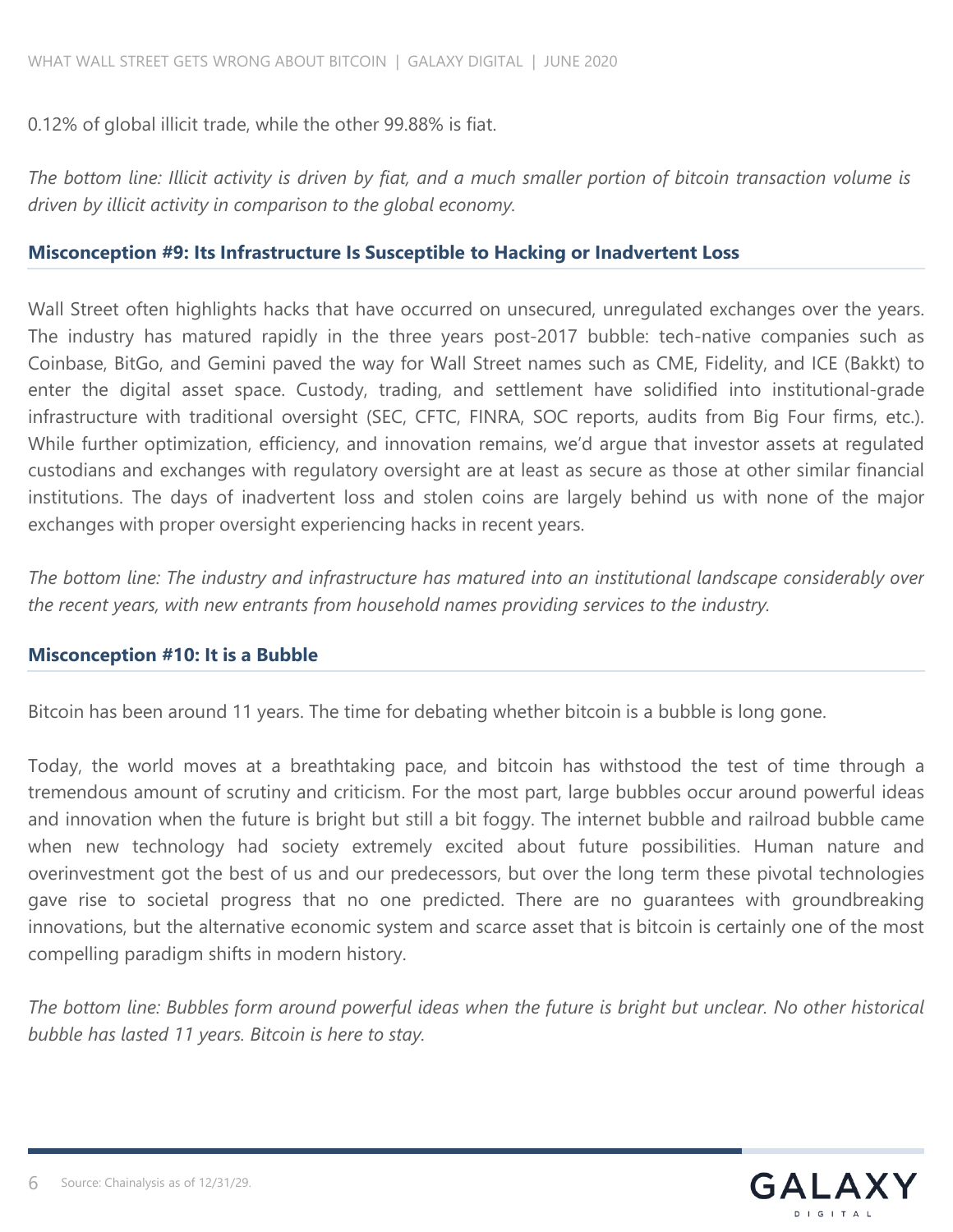0.12% of global illicit trade, while the other 99.88% is fiat.

*The bottom line: Illicit activity is driven by fiat, and a much smaller portion of bitcoin transaction volume is driven by illicit activity in comparison to the global economy.*

### Misconception #9: Its Infrastructure Is Susceptible to Hacking or Inadvertent Loss

Wall Street often highlights hacks that have occurred on unsecured, unregulated exchanges over the years. The industry has matured rapidly in the three years post-2017 bubble: tech-native companies such as Coinbase, BitGo, and Gemini paved the way for Wall Street names such as CME, Fidelity, and ICE (Bakkt) to enter the digital asset space. Custody, trading, and settlement have solidified into institutional-grade infrastructure with traditional oversight (SEC, CFTC, FINRA, SOC reports, audits from Big Four firms, etc.). While further optimization, efficiency, and innovation remains, we'd argue that investor assets at regulated custodians and exchanges with regulatory oversight are at least as secure as those at other similar financial institutions. The days of inadvertent loss and stolen coins are largely behind us with none of the major exchanges with proper oversight experiencing hacks in recent years.

*The bottom line: The industry and infrastructure has matured into an institutional landscape considerably over the recent years, with new entrants from household names providing services to the industry.*

### Misconception #10: It is a Bubble

Bitcoin has been around 11 years. The time for debating whether bitcoin is a bubble is long gone.

Today, the world moves at a breathtaking pace, and bitcoin has withstood the test of time through a tremendous amount of scrutiny and criticism. For the most part, large bubbles occur around powerful ideas and innovation when the future is bright but still a bit foggy. The internet bubble and railroad bubble came when new technology had society extremely excited about future possibilities. Human nature and overinvestment got the best of us and our predecessors, but over the long term these pivotal technologies gave rise to societal progress that no one predicted. There are no guarantees with groundbreaking innovations, but the alternative economic system and scarce asset that is bitcoin is certainly one of the most compelling paradigm shifts in modern history.

*The bottom line: Bubbles form around powerful ideas when the future is bright but unclear. No other historical bubble has lasted 11 years. Bitcoin is here to stay.*

Source: Chainalysis as of 12/31/29.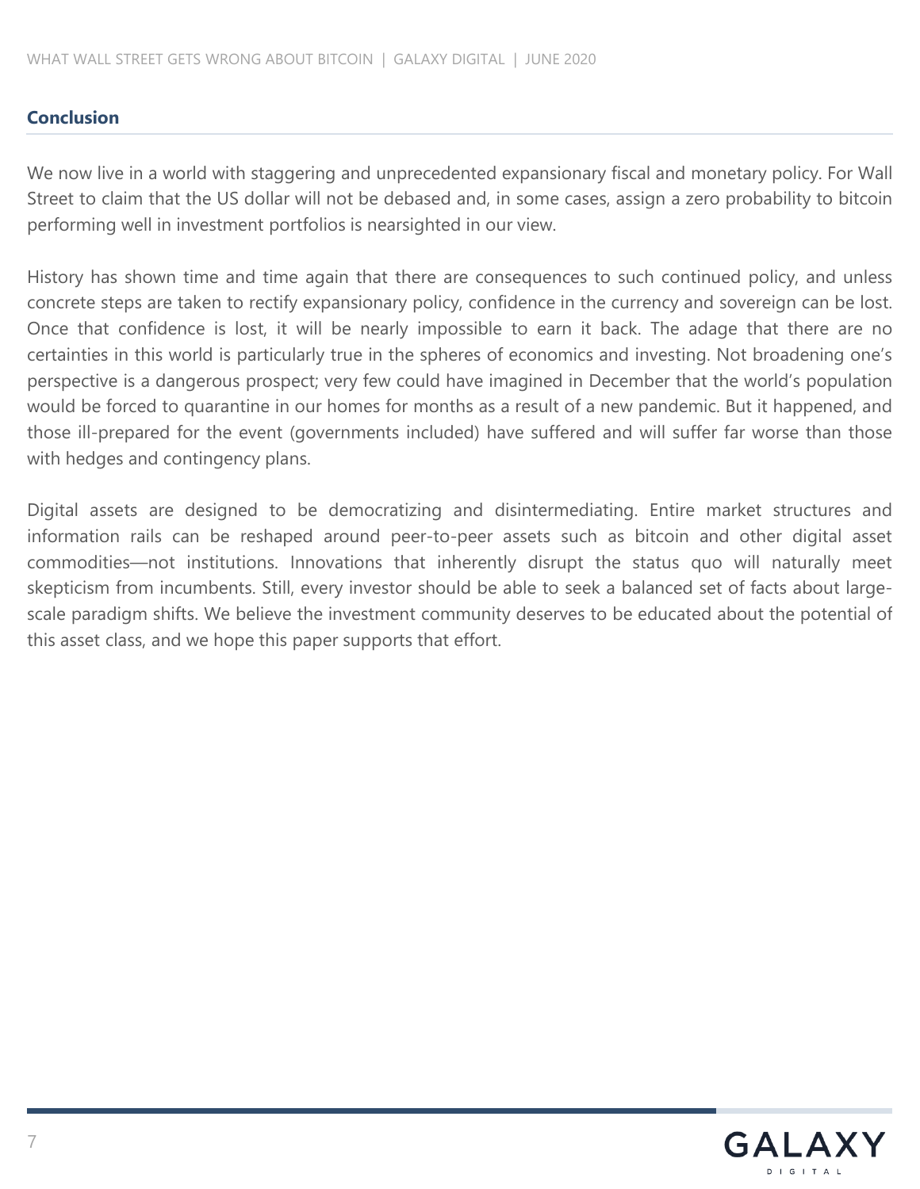## Conclusion

We now live in a world with staggering and unprecedented expansionary fiscal and monetary policy. For Wall Street to claim that the US dollar will not be debased and, in some cases, assign a zero probability to bitcoin performing well in investment portfolios is nearsighted in our view.

History has shown time and time again that there are consequences to such continued policy, and unless concrete steps are taken to rectify expansionary policy, confidence in the currency and sovereign can be lost. Once that confidence is lost, it will be nearly impossible to earn it back. The adage that there are no certainties in this world is particularly true in the spheres of economics and investing. Not broadening one's perspective is a dangerous prospect; very few could have imagined in December that the world's population would be forced to quarantine in our homes for months as a result of a new pandemic. But it happened, and those ill-prepared for the event (governments included) have suffered and will suffer far worse than those with hedges and contingency plans.

Digital assets are designed to be democratizing and disintermediating. Entire market structures and information rails can be reshaped around peer-to-peer assets such as bitcoin and other digital asset commodities—not institutions. Innovations that inherently disrupt the status quo will naturally meet skepticism from incumbents. Still, every investor should be able to seek a balanced set of facts about large-scale paradigm shifts. We believe the investment community deserves to be educated about the potential of this asset class, and we hope this paper supports that effort.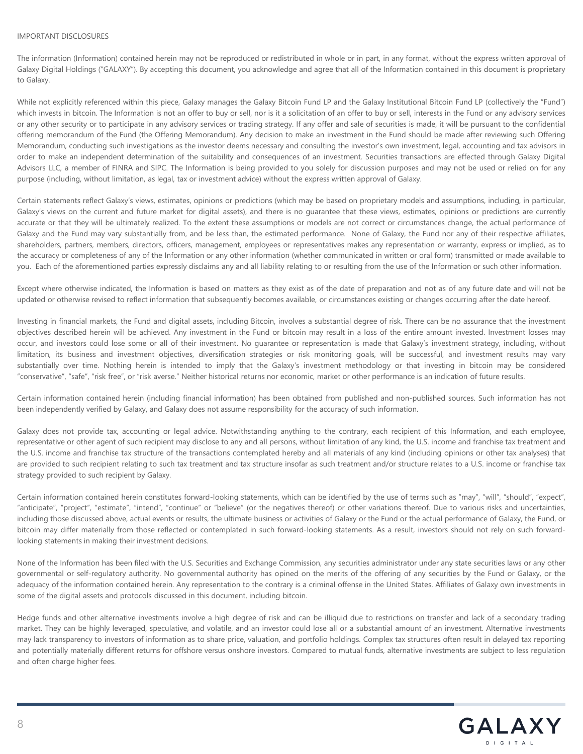IMPORTANT DISCLOSURES

The information (Information) contained herein may not be reproduced or redistributed in whole or in part, in any format, without the express written approval of Galaxy Digital Holdings ("GALAXY"). By accepting this document, you acknowledge and agree that all of the Information contained in this document is proprietary to Galaxy.

While not explicitly referenced within this piece, Galaxy manages the Galaxy Bitcoin Fund LP and the Galaxy Institutional Bitcoin Fund LP (collectively the "Fund") which invests in bitcoin. The Information is not an offer to buy or sell, nor is it a solicitation of an offer to buy or sell, interests in the Fund or any advisory services or any other security or to participate in any advisory services or trading strategy. If any offer and sale of securities is made, it will be pursuant to the confidential offering memorandum of the Fund (the Offering Memorandum). Any decision to make an investment in the Fund should be made after reviewing such Offering Memorandum, conducting such investigations as the investor deems necessary and consulting the investor's own investment, legal, accounting and tax advisors in order to make an independent determination of the suitability and consequences of an investment. Securities transactions are effected through Galaxy Digital Advisors LLC, a member of FINRA and SIPC. The Information is being provided to you solely for discussion purposes and may not be used or relied on for any purpose (including, without limitation, as legal, tax or investment advice) without the express written approval of Galaxy.

Certain statements reflect Galaxy's views, estimates, opinions or predictions (which may be based on proprietary models and assumptions, including, in particular, Galaxy's views on the current and future market for digital assets), and there is no guarantee that these views, estimates, opinions or predictions are currently accurate or that they will be ultimately realized. To the extent these assumptions or models are not correct or circumstances change, the actual performance of Galaxy and the Fund may vary substantially from, and be less than, the estimated performance. None of Galaxy, the Fund nor any of their respective affiliates, shareholders, partners, members, directors, officers, management, employees or representatives makes any representation or warranty, express or implied, as to the accuracy or completeness of any of the Information or any other information (whether communicated in written or oral form) transmitted or made available to you. Each of the aforementioned parties expressly disclaims any and all liability relating to or resulting from the use of the Information or such other information.

Except where otherwise indicated, the Information is based on matters as they exist as of the date of preparation and not as of any future date and will not be updated or otherwise revised to reflect information that subsequently becomes available, or circumstances existing or changes occurring after the date hereof.

Investing in financial markets, the Fund and digital assets, including Bitcoin, involves a substantial degree of risk. There can be no assurance that the investment objectives described herein will be achieved. Any investment in the Fund or bitcoin may result in a loss of the entire amount invested. Investment losses may occur, and investors could lose some or all of their investment. No guarantee or representation is made that Galaxy's investment strategy, including, without limitation, its business and investment objectives, diversification strategies or risk monitoring goals, will be successful, and investment results may vary substantially over time. Nothing herein is intended to imply that the Galaxy's investment methodology or that investing in bitcoin may be considered "conservative", "safe", "risk free", or "risk averse." Neither historical returns nor economic, market or other performance is an indication of future results.

Certain information contained herein (including financial information) has been obtained from published and non-published sources. Such information has not been independently verified by Galaxy, and Galaxy does not assume responsibility for the accuracy of such information.

Galaxy does not provide tax, accounting or legal advice. Notwithstanding anything to the contrary, each recipient of this Information, and each employee, representative or other agent of such recipient may disclose to any and all persons, without limitation of any kind, the U.S. income and franchise tax treatment and the U.S. income and franchise tax structure of the transactions contemplated hereby and all materials of any kind (including opinions or other tax analyses) that are provided to such recipient relating to such tax treatment and tax structure insofar as such treatment and/or structure relates to a U.S. income or franchise tax strategy provided to such recipient by Galaxy.

Certain information contained herein constitutes forward-looking statements, which can be identified by the use of terms such as "may", "will", "should", "expect", "anticipate", "project", "estimate", "intend", "continue" or "believe" (or the negatives thereof) or other variations thereof. Due to various risks and uncertainties, including those discussed above, actual events or results, the ultimate business or activities of Galaxy or the Fund or the actual performance of Galaxy, the Fund, or bitcoin may differ materially from those reflected or contemplated in such forward-looking statements. As a result, investors should not rely on such forward-looking statements in making their investment decisions.

None of the Information has been filed with the U.S. Securities and Exchange Commission, any securities administrator under any state securities laws or any other governmental or self-regulatory authority. No governmental authority has opined on the merits of the offering of any securities by the Fund or Galaxy, or the adequacy of the information contained herein. Any representation to the contrary is a criminal offense in the United States. Affiliates of Galaxy own investments in some of the digital assets and protocols discussed in this document, including bitcoin.

Hedge funds and other alternative investments involve a high degree of risk and can be illiquid due to restrictions on transfer and lack of a secondary trading market. They can be highly leveraged, speculative, and volatile, and an investor could lose all or a substantial amount of an investment. Alternative investments may lack transparency to investors of information as to share price, valuation, and portfolio holdings. Complex tax structures often result in delayed tax reporting and potentially materially different returns for offshore versus onshore investors. Compared to mutual funds, alternative investments are subject to less regulation and often charge higher fees.